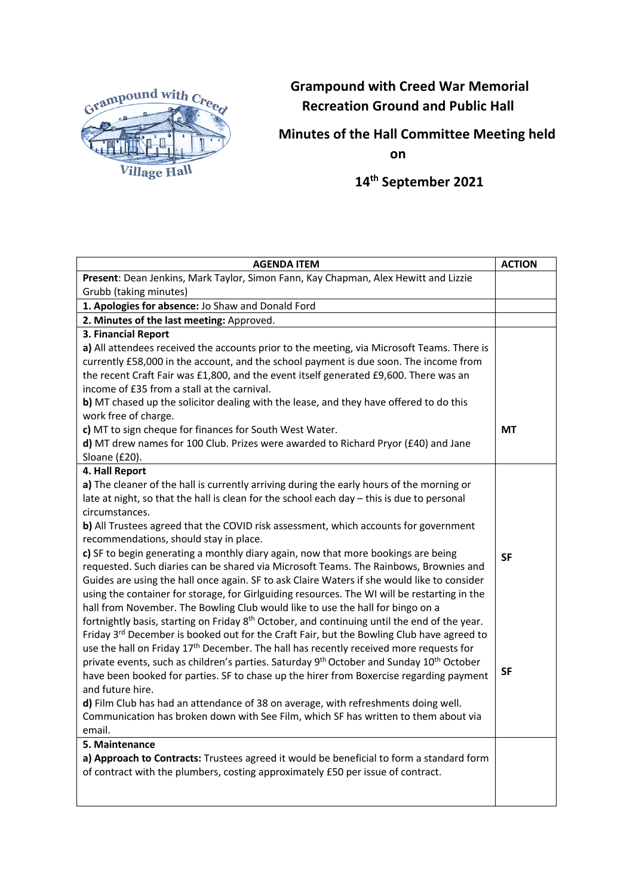# Grampound with Creed War Memorial Recreation Ground and Public Hall

## Minutes of the Hall Committee Meeting held on 14th September 2021

| AGENDA ITEM | ACTION |
| --- | --- |
| **Present**: Dean Jenkins, Mark Taylor, Simon Fann, Kay Chapman, Alex Hewitt and Lizzie Grubb (taking minutes) | |
| **1. Apologies for absence:** Jo Shaw and Donald Ford | |
| **2. Minutes of the last meeting:** Approved. | |
| **3. Financial Report**<br>**a)** All attendees received the accounts prior to the meeting, via Microsoft Teams. There is currently £58,000 in the account, and the school payment is due soon. The income from the recent Craft Fair was £1,800, and the event itself generated £9,600. There was an income of £35 from a stall at the carnival.<br>**b)** MT chased up the solicitor dealing with the lease, and they have offered to do this work free of charge.<br>**c)** MT to sign cheque for finances for South West Water.<br>**d)** MT drew names for 100 Club. Prizes were awarded to Richard Pryor (£40) and Jane Sloane (£20). | **MT** |
| **4. Hall Report**<br>**a)** The cleaner of the hall is currently arriving during the early hours of the morning or late at night, so that the hall is clean for the school each day – this is due to personal circumstances.<br>**b)** All Trustees agreed that the COVID risk assessment, which accounts for government recommendations, should stay in place.<br>**c)** SF to begin generating a monthly diary again, now that more bookings are being requested. Such diaries can be shared via Microsoft Teams. The Rainbows, Brownies and Guides are using the hall once again. SF to ask Claire Waters if she would like to consider using the container for storage, for Girlguiding resources. The WI will be restarting in the hall from November. The Bowling Club would like to use the hall for bingo on a fortnightly basis, starting on Friday 8th October, and continuing until the end of the year. Friday 3rd December is booked out for the Craft Fair, but the Bowling Club have agreed to use the hall on Friday 17th December. The hall has recently received more requests for private events, such as children's parties. Saturday 9th October and Sunday 10th October have been booked for parties. SF to chase up the hirer from Boxercise regarding payment and future hire.<br>**d)** Film Club has had an attendance of 38 on average, with refreshments doing well. Communication has broken down with See Film, which SF has written to them about via email. | **SF**<br><br>**SF** |
| **5. Maintenance**<br>**a) Approach to Contracts:** Trustees agreed it would be beneficial to form a standard form of contract with the plumbers, costing approximately £50 per issue of contract. | |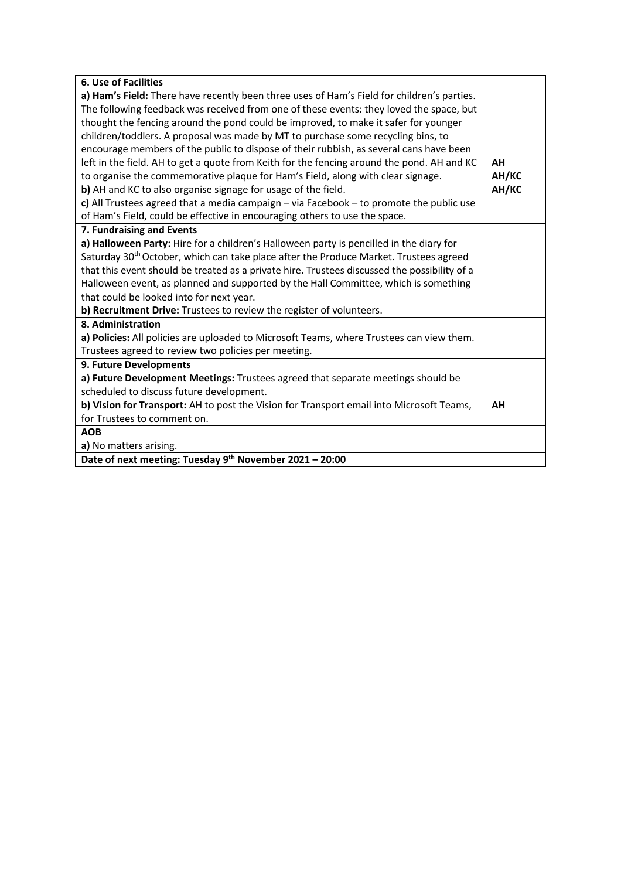| | |
|---|---|
| **6. Use of Facilities**<br>**a) Ham's Field:** There have recently been three uses of Ham's Field for children's parties. The following feedback was received from one of these events: they loved the space, but thought the fencing around the pond could be improved, to make it safer for younger children/toddlers. A proposal was made by MT to purchase some recycling bins, to encourage members of the public to dispose of their rubbish, as several cans have been left in the field. AH to get a quote from Keith for the fencing around the pond. AH and KC to organise the commemorative plaque for Ham's Field, along with clear signage.<br>**b)** AH and KC to also organise signage for usage of the field.<br>**c)** All Trustees agreed that a media campaign – via Facebook – to promote the public use of Ham's Field, could be effective in encouraging others to use the space. | **AH**<br>**AH/KC**<br>**AH/KC** |
| **7. Fundraising and Events**<br>**a) Halloween Party:** Hire for a children's Halloween party is pencilled in the diary for Saturday 30th October, which can take place after the Produce Market. Trustees agreed that this event should be treated as a private hire. Trustees discussed the possibility of a Halloween event, as planned and supported by the Hall Committee, which is something that could be looked into for next year.<br>**b) Recruitment Drive:** Trustees to review the register of volunteers. | |
| **8. Administration**<br>**a) Policies:** All policies are uploaded to Microsoft Teams, where Trustees can view them. Trustees agreed to review two policies per meeting. | |
| **9. Future Developments**<br>**a) Future Development Meetings:** Trustees agreed that separate meetings should be scheduled to discuss future development.<br>**b) Vision for Transport:** AH to post the Vision for Transport email into Microsoft Teams, for Trustees to comment on. | **AH** |
| **AOB**<br>**a)** No matters arising. | |
| **Date of next meeting: Tuesday 9th November 2021 – 20:00** | |